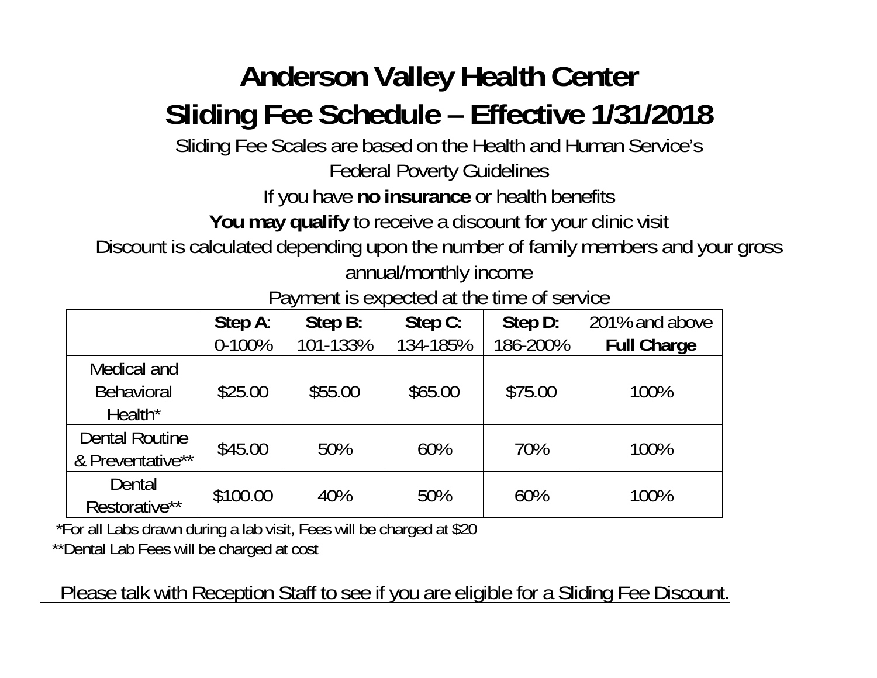# Anderson Valley Health Center

# Sliding Fee Schedule – Effective 1/31/2018

Sliding Fee Scales are based on the Health and Human Service's Federal Poverty Guidelines

If you have **no insurance** or health benefits

**You may qualify** to receive a discount for your clinic visit

Discount is calculated depending upon the number of family members and your gross annual/monthly income

Payment is expected at the time of service

| | **Step A**: 0-100% | **Step B:** 101-133% | **Step C:** 134-185% | **Step D:** 186-200% | 201% and above **Full Charge** |
|---|---|---|---|---|---|
| Medical and Behavioral Health* | $25.00 | $55.00 | $65.00 | $75.00 | 100% |
| Dental Routine & Preventative** | $45.00 | 50% | 60% | 70% | 100% |
| Dental Restorative** | $100.00 | 40% | 50% | 60% | 100% |

*For all Labs drawn during a lab visit, Fees will be charged at $20

**Dental Lab Fees will be charged at cost

Please talk with Reception Staff to see if you are eligible for a Sliding Fee Discount.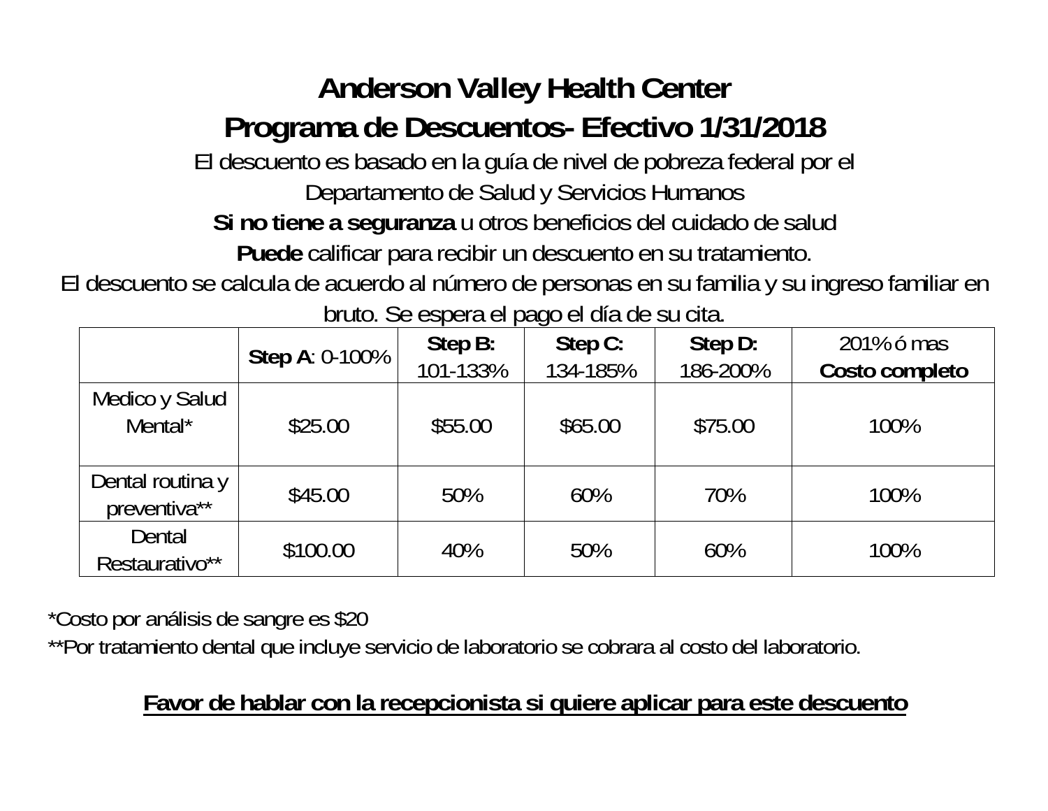# Anderson Valley Health Center

## Programa de Descuentos- Efectivo 1/31/2018

El descuento es basado en la guía de nivel de pobreza federal por el Departamento de Salud y Servicios Humanos

**Si no tiene a seguranza** u otros beneficios del cuidado de salud

**Puede** calificar para recibir un descuento en su tratamiento.

El descuento se calcula de acuerdo al número de personas en su familia y su ingreso familiar en bruto. Se espera el pago el día de su cita.

| | **Step A**: 0-100% | **Step B:** 101-133% | **Step C:** 134-185% | **Step D:** 186-200% | 201% ó mas **Costo completo** |
|---|---|---|---|---|---|
| Medico y Salud Mental* | $25.00 | $55.00 | $65.00 | $75.00 | 100% |
| Dental routina y preventiva** | $45.00 | 50% | 60% | 70% | 100% |
| Dental Restaurativo** | $100.00 | 40% | 50% | 60% | 100% |

*Costo por análisis de sangre es $20

**Por tratamiento dental que incluye servicio de laboratorio se cobrara al costo del laboratorio.

**Favor de hablar con la recepcionista si quiere aplicar para este descuento**